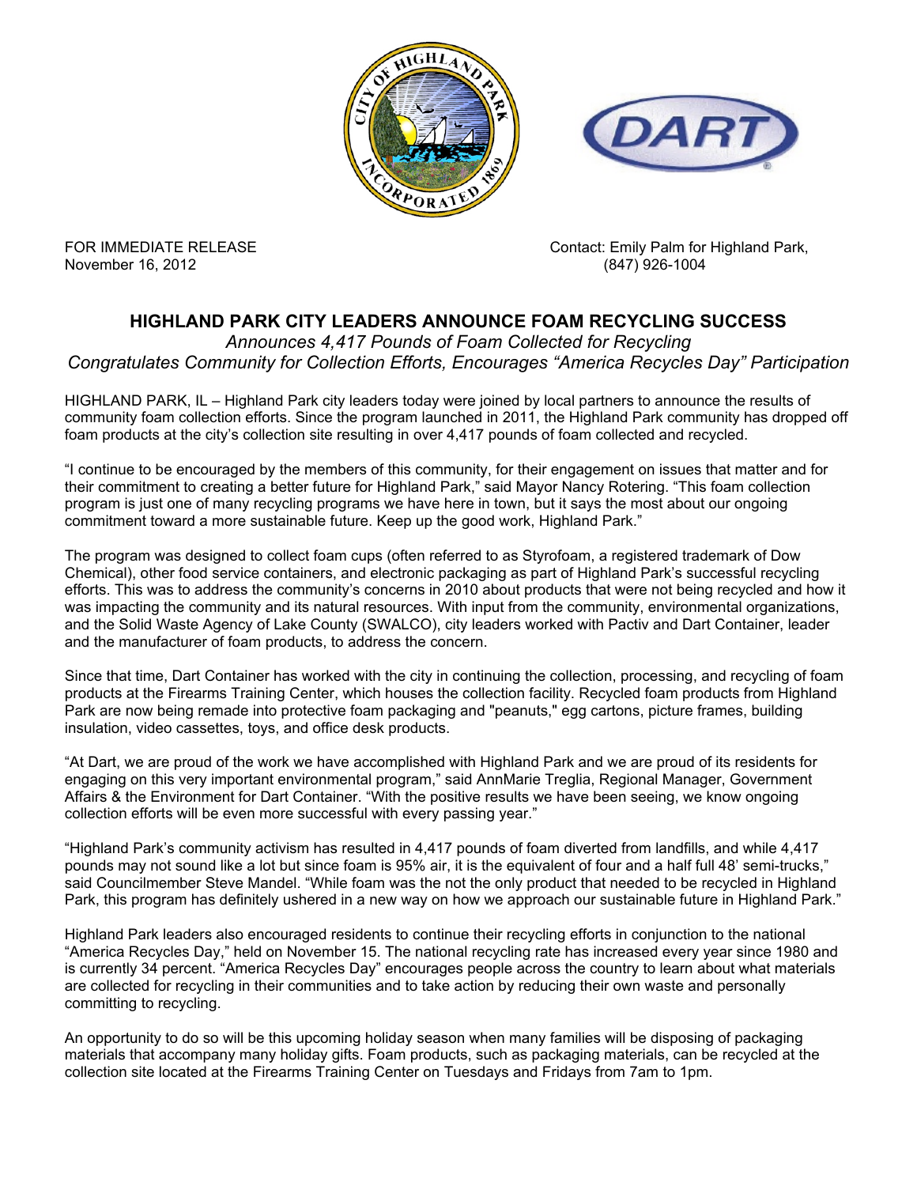FOR IMMEDIATE RELEASE
November 16, 2012

Contact: Emily Palm for Highland Park,
(847) 926-1004

# HIGHLAND PARK CITY LEADERS ANNOUNCE FOAM RECYCLING SUCCESS

*Announces 4,417 Pounds of Foam Collected for Recycling*
*Congratulates Community for Collection Efforts, Encourages "America Recycles Day" Participation*

HIGHLAND PARK, IL – Highland Park city leaders today were joined by local partners to announce the results of community foam collection efforts. Since the program launched in 2011, the Highland Park community has dropped off foam products at the city's collection site resulting in over 4,417 pounds of foam collected and recycled.

"I continue to be encouraged by the members of this community, for their engagement on issues that matter and for their commitment to creating a better future for Highland Park," said Mayor Nancy Rotering. "This foam collection program is just one of many recycling programs we have here in town, but it says the most about our ongoing commitment toward a more sustainable future. Keep up the good work, Highland Park."

The program was designed to collect foam cups (often referred to as Styrofoam, a registered trademark of Dow Chemical), other food service containers, and electronic packaging as part of Highland Park's successful recycling efforts. This was to address the community's concerns in 2010 about products that were not being recycled and how it was impacting the community and its natural resources. With input from the community, environmental organizations, and the Solid Waste Agency of Lake County (SWALCO), city leaders worked with Pactiv and Dart Container, leader and the manufacturer of foam products, to address the concern.

Since that time, Dart Container has worked with the city in continuing the collection, processing, and recycling of foam products at the Firearms Training Center, which houses the collection facility. Recycled foam products from Highland Park are now being remade into protective foam packaging and "peanuts," egg cartons, picture frames, building insulation, video cassettes, toys, and office desk products.

"At Dart, we are proud of the work we have accomplished with Highland Park and we are proud of its residents for engaging on this very important environmental program," said AnnMarie Treglia, Regional Manager, Government Affairs & the Environment for Dart Container. "With the positive results we have been seeing, we know ongoing collection efforts will be even more successful with every passing year."

"Highland Park's community activism has resulted in 4,417 pounds of foam diverted from landfills, and while 4,417 pounds may not sound like a lot but since foam is 95% air, it is the equivalent of four and a half full 48' semi-trucks," said Councilmember Steve Mandel. "While foam was the not the only product that needed to be recycled in Highland Park, this program has definitely ushered in a new way on how we approach our sustainable future in Highland Park."

Highland Park leaders also encouraged residents to continue their recycling efforts in conjunction to the national "America Recycles Day," held on November 15. The national recycling rate has increased every year since 1980 and is currently 34 percent. "America Recycles Day" encourages people across the country to learn about what materials are collected for recycling in their communities and to take action by reducing their own waste and personally committing to recycling.

An opportunity to do so will be this upcoming holiday season when many families will be disposing of packaging materials that accompany many holiday gifts. Foam products, such as packaging materials, can be recycled at the collection site located at the Firearms Training Center on Tuesdays and Fridays from 7am to 1pm.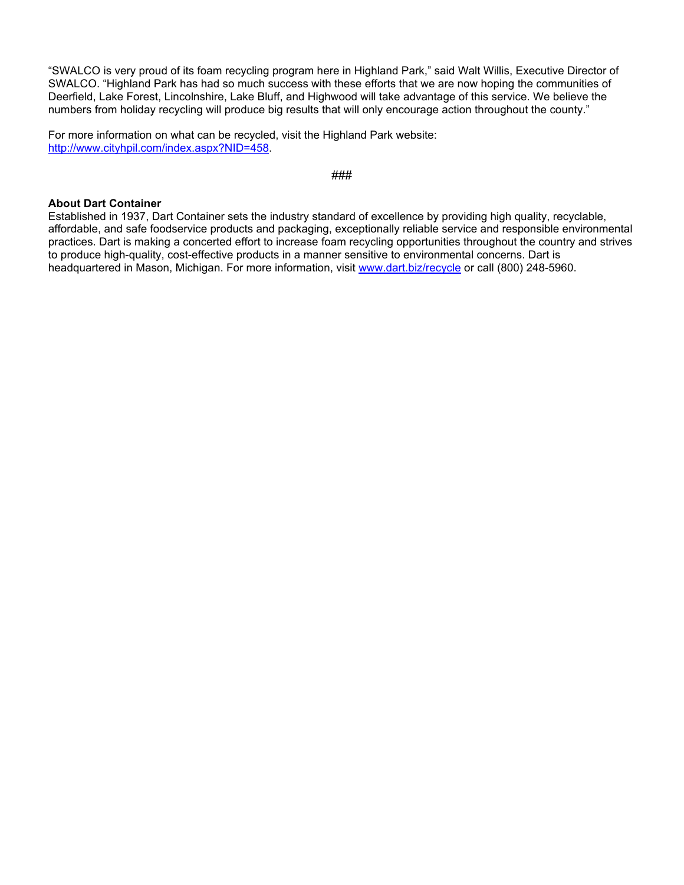“SWALCO is very proud of its foam recycling program here in Highland Park,” said Walt Willis, Executive Director of SWALCO. “Highland Park has had so much success with these efforts that we are now hoping the communities of Deerfield, Lake Forest, Lincolnshire, Lake Bluff, and Highwood will take advantage of this service. We believe the numbers from holiday recycling will produce big results that will only encourage action throughout the county.”

For more information on what can be recycled, visit the Highland Park website: http://www.cityhpil.com/index.aspx?NID=458.

###

**About Dart Container**
Established in 1937, Dart Container sets the industry standard of excellence by providing high quality, recyclable, affordable, and safe foodservice products and packaging, exceptionally reliable service and responsible environmental practices. Dart is making a concerted effort to increase foam recycling opportunities throughout the country and strives to produce high-quality, cost-effective products in a manner sensitive to environmental concerns. Dart is headquartered in Mason, Michigan. For more information, visit www.dart.biz/recycle or call (800) 248-5960.